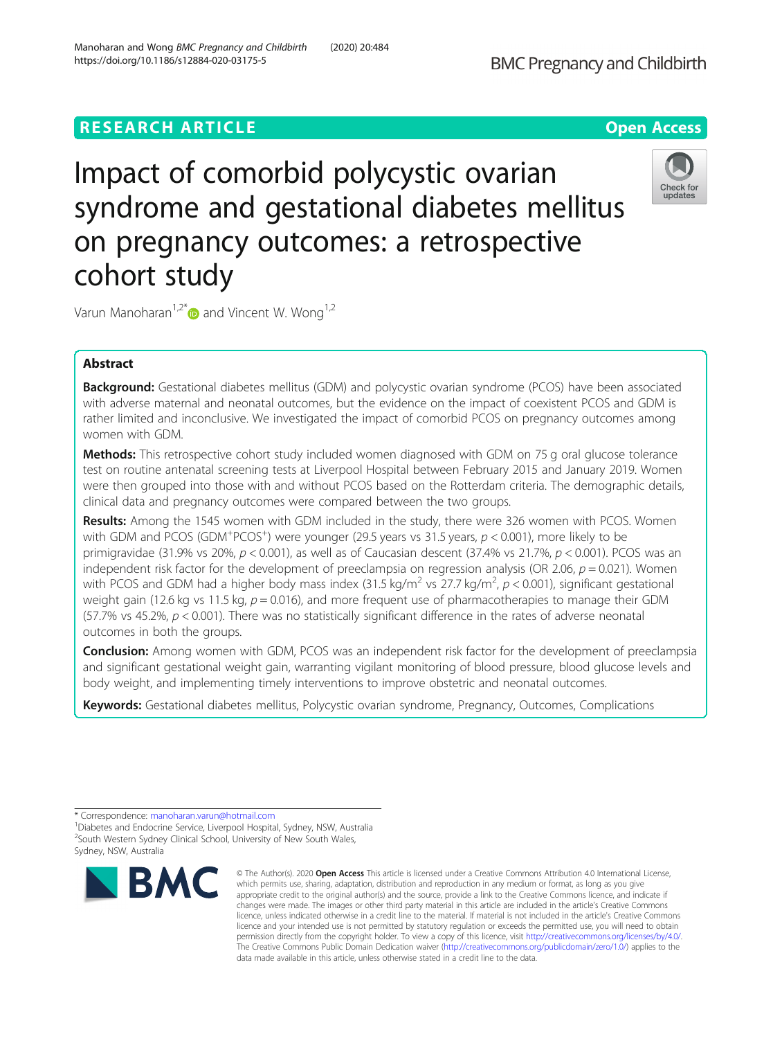RESEARCH ARTICLE

Open Access

# Impact of comorbid polycystic ovarian syndrome and gestational diabetes mellitus on pregnancy outcomes: a retrospective cohort study

Varun Manoharan[1,2*] and Vincent W. Wong[1,2]

## Abstract

**Background:** Gestational diabetes mellitus (GDM) and polycystic ovarian syndrome (PCOS) have been associated with adverse maternal and neonatal outcomes, but the evidence on the impact of coexistent PCOS and GDM is rather limited and inconclusive. We investigated the impact of comorbid PCOS on pregnancy outcomes among women with GDM.

**Methods:** This retrospective cohort study included women diagnosed with GDM on 75 g oral glucose tolerance test on routine antenatal screening tests at Liverpool Hospital between February 2015 and January 2019. Women were then grouped into those with and without PCOS based on the Rotterdam criteria. The demographic details, clinical data and pregnancy outcomes were compared between the two groups.

**Results:** Among the 1545 women with GDM included in the study, there were 326 women with PCOS. Women with GDM and PCOS ($GDM^{+}PCOS^{+}$) were younger (29.5 years vs 31.5 years, $p < 0.001$), more likely to be primigravidae (31.9% vs 20%, $p < 0.001$), as well as of Caucasian descent (37.4% vs 21.7%, $p < 0.001$). PCOS was an independent risk factor for the development of preeclampsia on regression analysis (OR 2.06, $p = 0.021$). Women with PCOS and GDM had a higher body mass index (31.5 kg/m$^2$ vs 27.7 kg/m$^2$, $p < 0.001$), significant gestational weight gain (12.6 kg vs 11.5 kg, $p = 0.016$), and more frequent use of pharmacotherapies to manage their GDM (57.7% vs 45.2%, $p < 0.001$). There was no statistically significant difference in the rates of adverse neonatal outcomes in both the groups.

**Conclusion:** Among women with GDM, PCOS was an independent risk factor for the development of preeclampsia and significant gestational weight gain, warranting vigilant monitoring of blood pressure, blood glucose levels and body weight, and implementing timely interventions to improve obstetric and neonatal outcomes.

**Keywords:** Gestational diabetes mellitus, Polycystic ovarian syndrome, Pregnancy, Outcomes, Complications

---

* Correspondence: manoharan.varun@hotmail.com
[1]Diabetes and Endocrine Service, Liverpool Hospital, Sydney, NSW, Australia
[2]South Western Sydney Clinical School, University of New South Wales, Sydney, NSW, Australia

© The Author(s). 2020 **Open Access** This article is licensed under a Creative Commons Attribution 4.0 International License, which permits use, sharing, adaptation, distribution and reproduction in any medium or format, as long as you give appropriate credit to the original author(s) and the source, provide a link to the Creative Commons licence, and indicate if changes were made. The images or other third party material in this article are included in the article's Creative Commons licence, unless indicated otherwise in a credit line to the material. If material is not included in the article's Creative Commons licence and your intended use is not permitted by statutory regulation or exceeds the permitted use, you will need to obtain permission directly from the copyright holder. To view a copy of this licence, visit http://creativecommons.org/licenses/by/4.0/. The Creative Commons Public Domain Dedication waiver (http://creativecommons.org/publicdomain/zero/1.0/) applies to the data made available in this article, unless otherwise stated in a credit line to the data.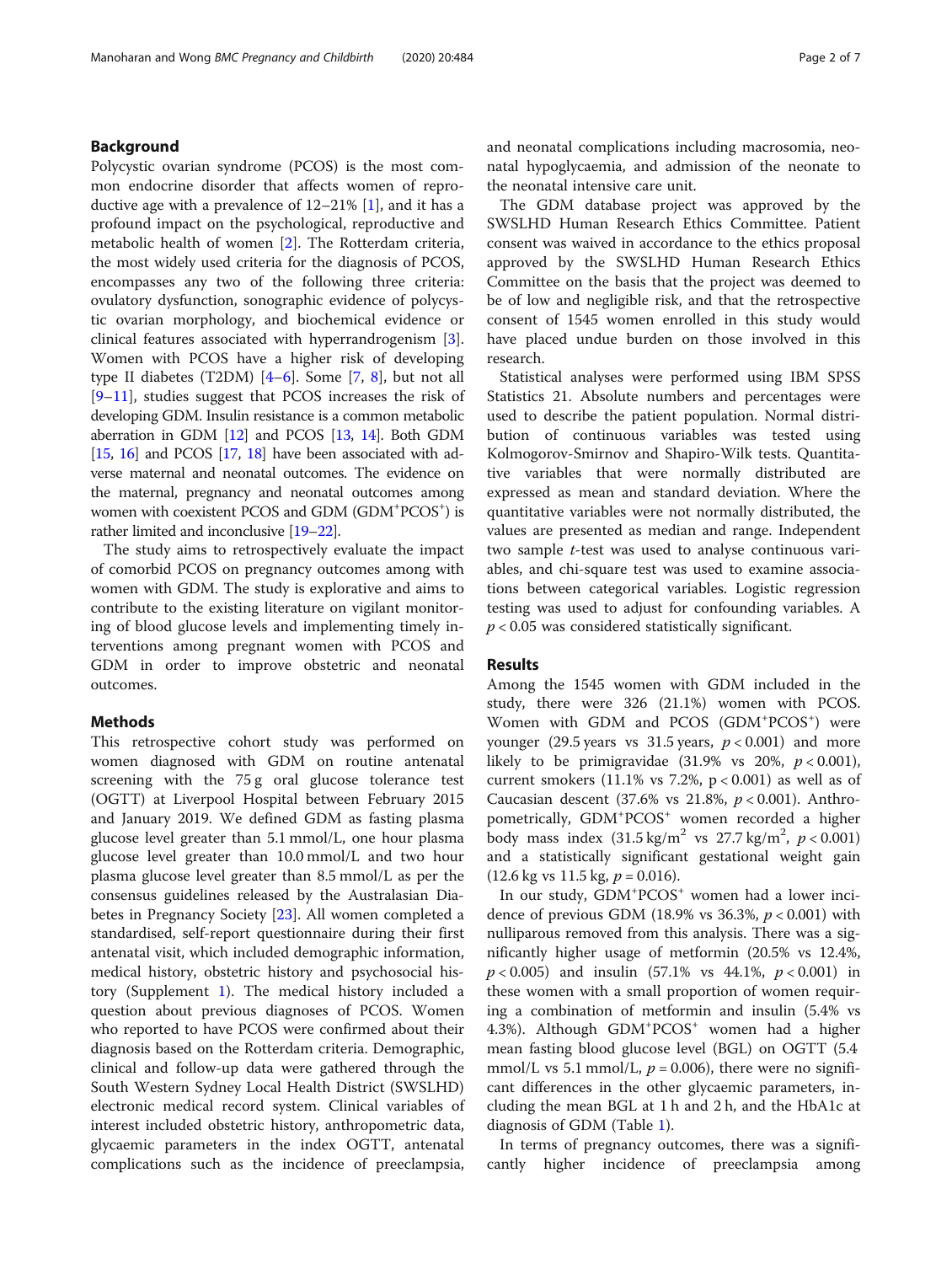## Background

Polycystic ovarian syndrome (PCOS) is the most common endocrine disorder that affects women of reproductive age with a prevalence of 12–21% [1], and it has a profound impact on the psychological, reproductive and metabolic health of women [2]. The Rotterdam criteria, the most widely used criteria for the diagnosis of PCOS, encompasses any two of the following three criteria: ovulatory dysfunction, sonographic evidence of polycystic ovarian morphology, and biochemical evidence or clinical features associated with hyperandrogenism [3]. Women with PCOS have a higher risk of developing type II diabetes (T2DM) [4–6]. Some [7, 8], but not all [9–11], studies suggest that PCOS increases the risk of developing GDM. Insulin resistance is a common metabolic aberration in GDM [12] and PCOS [13, 14]. Both GDM [15, 16] and PCOS [17, 18] have been associated with adverse maternal and neonatal outcomes. The evidence on the maternal, pregnancy and neonatal outcomes among women with coexistent PCOS and GDM ($GDM^+PCOS^+$) is rather limited and inconclusive [19–22].

The study aims to retrospectively evaluate the impact of comorbid PCOS on pregnancy outcomes among with women with GDM. The study is explorative and aims to contribute to the existing literature on vigilant monitoring of blood glucose levels and implementing timely interventions among pregnant women with PCOS and GDM in order to improve obstetric and neonatal outcomes.

## Methods

This retrospective cohort study was performed on women diagnosed with GDM on routine antenatal screening with the 75 g oral glucose tolerance test (OGTT) at Liverpool Hospital between February 2015 and January 2019. We defined GDM as fasting plasma glucose level greater than 5.1 mmol/L, one hour plasma glucose level greater than 10.0 mmol/L and two hour plasma glucose level greater than 8.5 mmol/L as per the consensus guidelines released by the Australasian Diabetes in Pregnancy Society [23]. All women completed a standardised, self-report questionnaire during their first antenatal visit, which included demographic information, medical history, obstetric history and psychosocial history (Supplement 1). The medical history included a question about previous diagnoses of PCOS. Women who reported to have PCOS were confirmed about their diagnosis based on the Rotterdam criteria. Demographic, clinical and follow-up data were gathered through the South Western Sydney Local Health District (SWSLHD) electronic medical record system. Clinical variables of interest included obstetric history, anthropometric data, glycaemic parameters in the index OGTT, antenatal complications such as the incidence of preeclampsia, and neonatal complications including macrosomia, neonatal hypoglycaemia, and admission of the neonate to the neonatal intensive care unit.

The GDM database project was approved by the SWSLHD Human Research Ethics Committee. Patient consent was waived in accordance to the ethics proposal approved by the SWSLHD Human Research Ethics Committee on the basis that the project was deemed to be of low and negligible risk, and that the retrospective consent of 1545 women enrolled in this study would have placed undue burden on those involved in this research.

Statistical analyses were performed using IBM SPSS Statistics 21. Absolute numbers and percentages were used to describe the patient population. Normal distribution of continuous variables was tested using Kolmogorov-Smirnov and Shapiro-Wilk tests. Quantitative variables that were normally distributed are expressed as mean and standard deviation. Where the quantitative variables were not normally distributed, the values are presented as median and range. Independent two sample *t*-test was used to analyse continuous variables, and chi-square test was used to examine associations between categorical variables. Logistic regression testing was used to adjust for confounding variables. A $p < 0.05$ was considered statistically significant.

## Results

Among the 1545 women with GDM included in the study, there were 326 (21.1%) women with PCOS. Women with GDM and PCOS ($GDM^+PCOS^+$) were younger (29.5 years vs 31.5 years, $p < 0.001$) and more likely to be primigravidae (31.9% vs 20%, $p < 0.001$), current smokers (11.1% vs 7.2%, $p < 0.001$) as well as of Caucasian descent (37.6% vs 21.8%, $p < 0.001$). Anthropometrically, $GDM^+PCOS^+$ women recorded a higher body mass index (31.5 $kg/m^2$ vs 27.7 $kg/m^2$, $p < 0.001$) and a statistically significant gestational weight gain (12.6 kg vs 11.5 kg, $p = 0.016$).

In our study, $GDM^+PCOS^+$ women had a lower incidence of previous GDM (18.9% vs 36.3%, $p < 0.001$) with nulliparous removed from this analysis. There was a significantly higher usage of metformin (20.5% vs 12.4%, $p < 0.005$) and insulin (57.1% vs 44.1%, $p < 0.001$) in these women with a small proportion of women requiring a combination of metformin and insulin (5.4% vs 4.3%). Although $GDM^+PCOS^+$ women had a higher mean fasting blood glucose level (BGL) on OGTT (5.4 mmol/L vs 5.1 mmol/L, $p = 0.006$), there were no significant differences in the other glycaemic parameters, including the mean BGL at 1 h and 2 h, and the HbA1c at diagnosis of GDM (Table 1).

In terms of pregnancy outcomes, there was a significantly higher incidence of preeclampsia among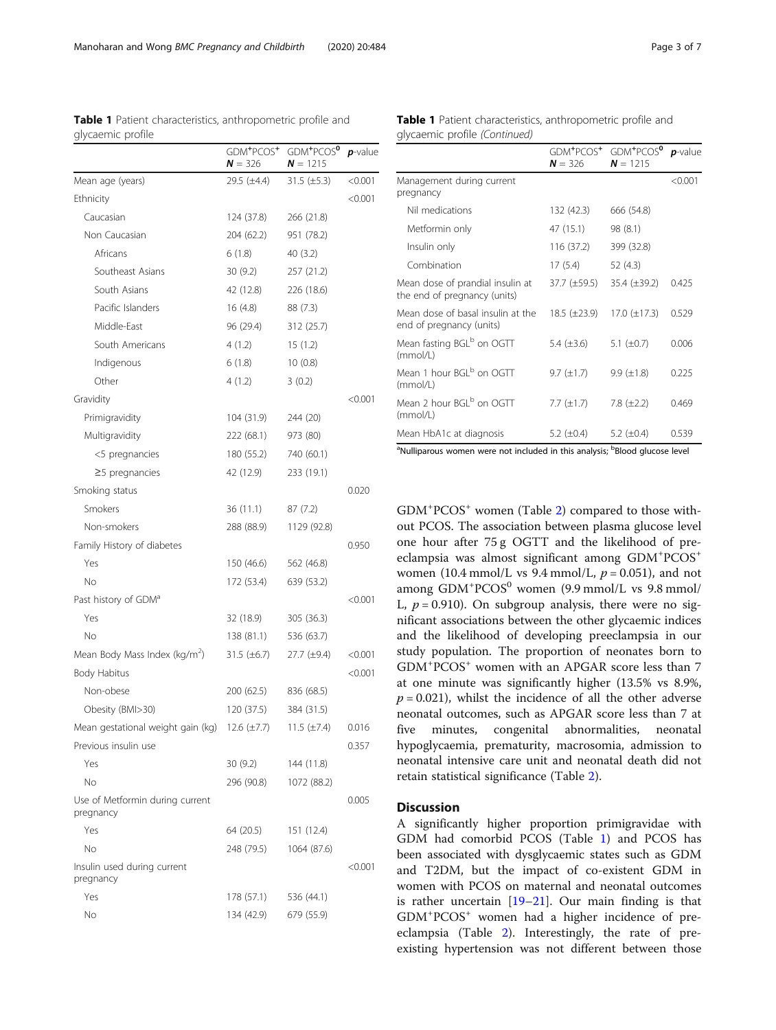**Table 1** Patient characteristics, anthropometric profile and glycaemic profile

| | GDM⁺PCOS⁺ $N$ = 326 | GDM⁺PCOS⁰ $N$ = 1215 | $p$-value |
|---|---|---|---|
| Mean age (years) | 29.5 (±4.4) | 31.5 (±5.3) | <0.001 |
| Ethnicity | | | <0.001 |
| Caucasian | 124 (37.8) | 266 (21.8) | |
| Non Caucasian | 204 (62.2) | 951 (78.2) | |
| Africans | 6 (1.8) | 40 (3.2) | |
| Southeast Asians | 30 (9.2) | 257 (21.2) | |
| South Asians | 42 (12.8) | 226 (18.6) | |
| Pacific Islanders | 16 (4.8) | 88 (7.3) | |
| Middle-East | 96 (29.4) | 312 (25.7) | |
| South Americans | 4 (1.2) | 15 (1.2) | |
| Indigenous | 6 (1.8) | 10 (0.8) | |
| Other | 4 (1.2) | 3 (0.2) | |
| Gravidity | | | <0.001 |
| Primigravidity | 104 (31.9) | 244 (20) | |
| Multigravidity | 222 (68.1) | 973 (80) | |
| <5 pregnancies | 180 (55.2) | 740 (60.1) | |
| ≥5 pregnancies | 42 (12.9) | 233 (19.1) | |
| Smoking status | | | 0.020 |
| Smokers | 36 (11.1) | 87 (7.2) | |
| Non-smokers | 288 (88.9) | 1129 (92.8) | |
| Family History of diabetes | | | 0.950 |
| Yes | 150 (46.6) | 562 (46.8) | |
| No | 172 (53.4) | 639 (53.2) | |
| Past history of GDM[a] | | | <0.001 |
| Yes | 32 (18.9) | 305 (36.3) | |
| No | 138 (81.1) | 536 (63.7) | |
| Mean Body Mass Index (kg/m$^2$) | 31.5 (±6.7) | 27.7 (±9.4) | <0.001 |
| Body Habitus | | | <0.001 |
| Non-obese | 200 (62.5) | 836 (68.5) | |
| Obesity (BMI>30) | 120 (37.5) | 384 (31.5) | |
| Mean gestational weight gain (kg) | 12.6 (±7.7) | 11.5 (±7.4) | 0.016 |
| Previous insulin use | | | 0.357 |
| Yes | 30 (9.2) | 144 (11.8) | |
| No | 296 (90.8) | 1072 (88.2) | |
| Use of Metformin during current pregnancy | | | 0.005 |
| Yes | 64 (20.5) | 151 (12.4) | |
| No | 248 (79.5) | 1064 (87.6) | |
| Insulin used during current pregnancy | | | <0.001 |
| Yes | 178 (57.1) | 536 (44.1) | |
| No | 134 (42.9) | 679 (55.9) | |
| Management during current pregnancy | | | <0.001 |
| Nil medications | 132 (42.3) | 666 (54.8) | |
| Metformin only | 47 (15.1) | 98 (8.1) | |
| Insulin only | 116 (37.2) | 399 (32.8) | |
| Combination | 17 (5.4) | 52 (4.3) | |
| Mean dose of prandial insulin at the end of pregnancy (units) | 37.7 (±59.5) | 35.4 (±39.2) | 0.425 |
| Mean dose of basal insulin at the end of pregnancy (units) | 18.5 (±23.9) | 17.0 (±17.3) | 0.529 |
| Mean fasting BGL[b] on OGTT (mmol/L) | 5.4 (±3.6) | 5.1 (±0.7) | 0.006 |
| Mean 1 hour BGL[b] on OGTT (mmol/L) | 9.7 (±1.7) | 9.9 (±1.8) | 0.225 |
| Mean 2 hour BGL[b] on OGTT (mmol/L) | 7.7 (±1.7) | 7.8 (±2.2) | 0.469 |
| Mean HbA1c at diagnosis | 5.2 (±0.4) | 5.2 (±0.4) | 0.539 |

[a]Nulliparous women were not included in this analysis; [b]Blood glucose level

GDM⁺PCOS⁺ women (Table 2) compared to those without PCOS. The association between plasma glucose level one hour after 75 g OGTT and the likelihood of pre-eclampsia was almost significant among GDM⁺PCOS⁺ women (10.4 mmol/L vs 9.4 mmol/L, $p = 0.051$), and not among GDM⁺PCOS⁰ women (9.9 mmol/L vs 9.8 mmol/L, $p = 0.910$). On subgroup analysis, there were no significant associations between the other glycaemic indices and the likelihood of developing preeclampsia in our study population. The proportion of neonates born to GDM⁺PCOS⁺ women with an APGAR score less than 7 at one minute was significantly higher (13.5% vs 8.9%, $p = 0.021$), whilst the incidence of all the other adverse neonatal outcomes, such as APGAR score less than 7 at five minutes, congenital abnormalities, neonatal hypoglycaemia, prematurity, macrosomia, admission to neonatal intensive care unit and neonatal death did not retain statistical significance (Table 2).

## Discussion

A significantly higher proportion primigravidae with GDM had comorbid PCOS (Table 1) and PCOS has been associated with dysglycaemic states such as GDM and T2DM, but the impact of co-existent GDM in women with PCOS on maternal and neonatal outcomes is rather uncertain [19–21]. Our main finding is that GDM⁺PCOS⁺ women had a higher incidence of pre-eclampsia (Table 2). Interestingly, the rate of pre-existing hypertension was not different between those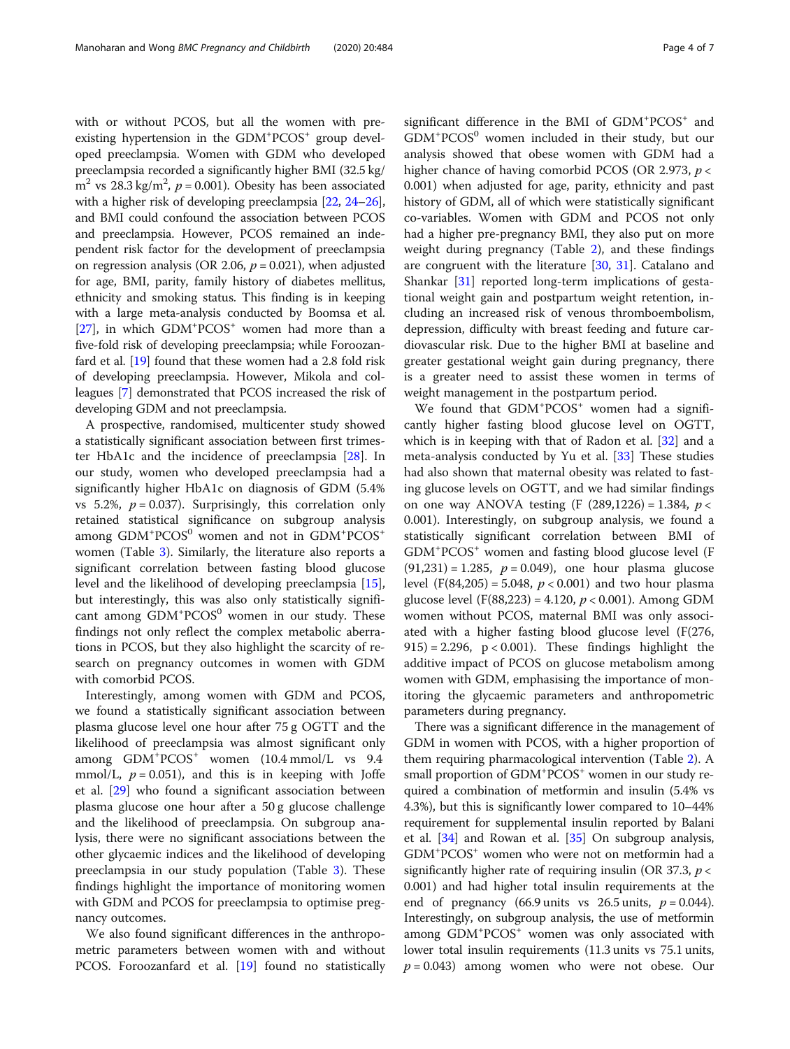with or without PCOS, but all the women with pre-existing hypertension in the $GDM^{+}PCOS^{+}$ group developed preeclampsia. Women with GDM who developed preeclampsia recorded a significantly higher BMI (32.5 kg/$m^2$ vs 28.3 kg/$m^2$, $p = 0.001$). Obesity has been associated with a higher risk of developing preeclampsia [22, 24–26], and BMI could confound the association between PCOS and preeclampsia. However, PCOS remained an independent risk factor for the development of preeclampsia on regression analysis (OR 2.06, $p = 0.021$), when adjusted for age, BMI, parity, family history of diabetes mellitus, ethnicity and smoking status. This finding is in keeping with a large meta-analysis conducted by Boomsa et al. [27], in which $GDM^{+}PCOS^{+}$ women had more than a five-fold risk of developing preeclampsia; while Foroozanfard et al. [19] found that these women had a 2.8 fold risk of developing preeclampsia. However, Mikola and colleagues [7] demonstrated that PCOS increased the risk of developing GDM and not preeclampsia.

A prospective, randomised, multicenter study showed a statistically significant association between first trimester HbA1c and the incidence of preeclampsia [28]. In our study, women who developed preeclampsia had a significantly higher HbA1c on diagnosis of GDM (5.4% vs 5.2%, $p = 0.037$). Surprisingly, this correlation only retained statistical significance on subgroup analysis among $GDM^{+}PCOS^{0}$ women and not in $GDM^{+}PCOS^{+}$ women (Table 3). Similarly, the literature also reports a significant correlation between fasting blood glucose level and the likelihood of developing preeclampsia [15], but interestingly, this was also only statistically significant among $GDM^{+}PCOS^{0}$ women in our study. These findings not only reflect the complex metabolic aberrations in PCOS, but they also highlight the scarcity of research on pregnancy outcomes in women with GDM with comorbid PCOS.

Interestingly, among women with GDM and PCOS, we found a statistically significant association between plasma glucose level one hour after 75 g OGTT and the likelihood of preeclampsia was almost significant only among $GDM^{+}PCOS^{+}$ women (10.4 mmol/L vs 9.4 mmol/L, $p = 0.051$), and this is in keeping with Joffe et al. [29] who found a significant association between plasma glucose one hour after a 50 g glucose challenge and the likelihood of preeclampsia. On subgroup analysis, there were no significant associations between the other glycaemic indices and the likelihood of developing preeclampsia in our study population (Table 3). These findings highlight the importance of monitoring women with GDM and PCOS for preeclampsia to optimise pregnancy outcomes.

We also found significant differences in the anthropometric parameters between women with and without PCOS. Foroozanfard et al. [19] found no statistically significant difference in the BMI of $GDM^{+}PCOS^{+}$ and $GDM^{+}PCOS^{0}$ women included in their study, but our analysis showed that obese women with GDM had a higher chance of having comorbid PCOS (OR 2.973, $p < 0.001$) when adjusted for age, parity, ethnicity and past history of GDM, all of which were statistically significant co-variables. Women with GDM and PCOS not only had a higher pre-pregnancy BMI, they also put on more weight during pregnancy (Table 2), and these findings are congruent with the literature [30, 31]. Catalano and Shankar [31] reported long-term implications of gestational weight gain and postpartum weight retention, including an increased risk of venous thromboembolism, depression, difficulty with breast feeding and future cardiovascular risk. Due to the higher BMI at baseline and greater gestational weight gain during pregnancy, there is a greater need to assist these women in terms of weight management in the postpartum period.

We found that $GDM^{+}PCOS^{+}$ women had a significantly higher fasting blood glucose level on OGTT, which is in keeping with that of Radon et al. [32] and a meta-analysis conducted by Yu et al. [33] These studies had also shown that maternal obesity was related to fasting glucose levels on OGTT, and we had similar findings on one way ANOVA testing ($F(289,1226) = 1.384$, $p < 0.001$). Interestingly, on subgroup analysis, we found a statistically significant correlation between BMI of $GDM^{+}PCOS^{+}$ women and fasting blood glucose level ($F(91,231) = 1.285$, $p = 0.049$), one hour plasma glucose level ($F(84,205) = 5.048$, $p < 0.001$) and two hour plasma glucose level ($F(88,223) = 4.120$, $p < 0.001$). Among GDM women without PCOS, maternal BMI was only associated with a higher fasting blood glucose level ($F(276, 915) = 2.296$, $p < 0.001$). These findings highlight the additive impact of PCOS on glucose metabolism among women with GDM, emphasising the importance of monitoring the glycaemic parameters and anthropometric parameters during pregnancy.

There was a significant difference in the management of GDM in women with PCOS, with a higher proportion of them requiring pharmacological intervention (Table 2). A small proportion of $GDM^{+}PCOS^{+}$ women in our study required a combination of metformin and insulin (5.4% vs 4.3%), but this is significantly lower compared to 10–44% requirement for supplemental insulin reported by Balani et al. [34] and Rowan et al. [35] On subgroup analysis, $GDM^{+}PCOS^{+}$ women who were not on metformin had a significantly higher rate of requiring insulin (OR 37.3, $p < 0.001$) and had higher total insulin requirements at the end of pregnancy (66.9 units vs 26.5 units, $p = 0.044$). Interestingly, on subgroup analysis, the use of metformin among $GDM^{+}PCOS^{+}$ women was only associated with lower total insulin requirements (11.3 units vs 75.1 units, $p = 0.043$) among women who were not obese. Our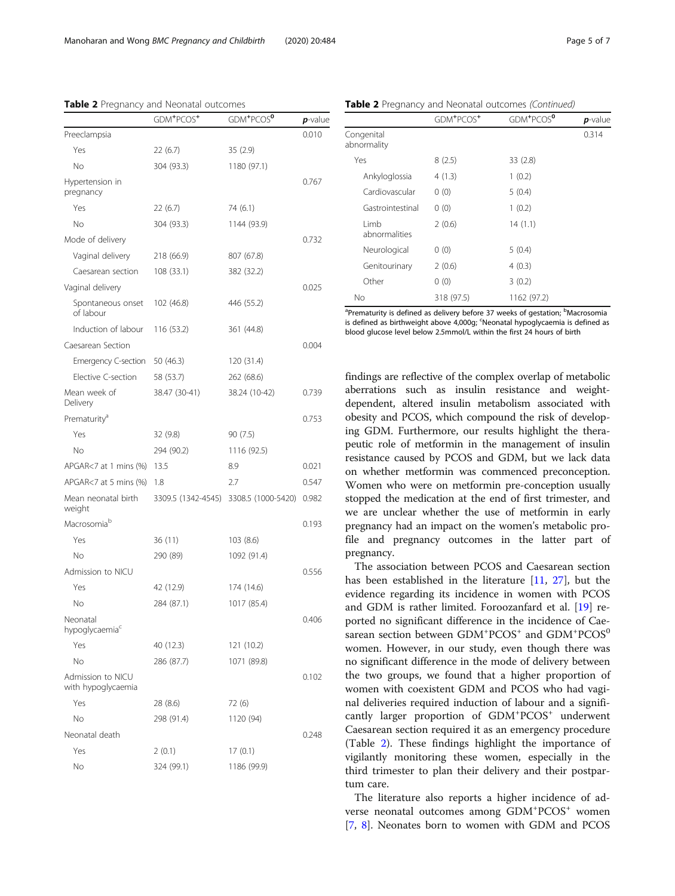**Table 2** Pregnancy and Neonatal outcomes

| | $GDM^{+}PCOS^{+}$ | $GDM^{+}PCOS^{0}$ | ***p***-value |
|---|---|---|---|
| Preeclampsia | | | 0.010 |
| Yes | 22 (6.7) | 35 (2.9) | |
| No | 304 (93.3) | 1180 (97.1) | |
| Hypertension in pregnancy | | | 0.767 |
| Yes | 22 (6.7) | 74 (6.1) | |
| No | 304 (93.3) | 1144 (93.9) | |
| Mode of delivery | | | 0.732 |
| Vaginal delivery | 218 (66.9) | 807 (67.8) | |
| Caesarean section | 108 (33.1) | 382 (32.2) | |
| Vaginal delivery | | | 0.025 |
| Spontaneous onset of labour | 102 (46.8) | 446 (55.2) | |
| Induction of labour | 116 (53.2) | 361 (44.8) | |
| Caesarean Section | | | 0.004 |
| Emergency C-section | 50 (46.3) | 120 (31.4) | |
| Elective C-section | 58 (53.7) | 262 (68.6) | |
| Mean week of Delivery | 38.47 (30-41) | 38.24 (10-42) | 0.739 |
| Prematurity[a] | | | 0.753 |
| Yes | 32 (9.8) | 90 (7.5) | |
| No | 294 (90.2) | 1116 (92.5) | |
| APGAR<7 at 1 mins (%) | 13.5 | 8.9 | 0.021 |
| APGAR<7 at 5 mins (%) | 1.8 | 2.7 | 0.547 |
| Mean neonatal birth weight | 3309.5 (1342-4545) | 3308.5 (1000-5420) | 0.982 |
| Macrosomia[b] | | | 0.193 |
| Yes | 36 (11) | 103 (8.6) | |
| No | 290 (89) | 1092 (91.4) | |
| Admission to NICU | | | 0.556 |
| Yes | 42 (12.9) | 174 (14.6) | |
| No | 284 (87.1) | 1017 (85.4) | |
| Neonatal hypoglycaemia[c] | | | 0.406 |
| Yes | 40 (12.3) | 121 (10.2) | |
| No | 286 (87.7) | 1071 (89.8) | |
| Admission to NICU with hypoglycaemia | | | 0.102 |
| Yes | 28 (8.6) | 72 (6) | |
| No | 298 (91.4) | 1120 (94) | |
| Neonatal death | | | 0.248 |
| Yes | 2 (0.1) | 17 (0.1) | |
| No | 324 (99.1) | 1186 (99.9) | |
| Congenital abnormality | | | 0.314 |
| Yes | 8 (2.5) | 33 (2.8) | |
| Ankyloglossia | 4 (1.3) | 1 (0.2) | |
| Cardiovascular | 0 (0) | 5 (0.4) | |
| Gastrointestinal | 0 (0) | 1 (0.2) | |
| Limb abnormalities | 2 (0.6) | 14 (1.1) | |
| Neurological | 0 (0) | 5 (0.4) | |
| Genitourinary | 2 (0.6) | 4 (0.3) | |
| Other | 0 (0) | 3 (0.2) | |
| No | 318 (97.5) | 1162 (97.2) | |

[a]Prematurity is defined as delivery before 37 weeks of gestation; [b]Macrosomia is defined as birthweight above 4,000g; [c]Neonatal hypoglycaemia is defined as blood glucose level below 2.5mmol/L within the first 24 hours of birth

findings are reflective of the complex overlap of metabolic aberrations such as insulin resistance and weight-dependent, altered insulin metabolism associated with obesity and PCOS, which compound the risk of developing GDM. Furthermore, our results highlight the therapeutic role of metformin in the management of insulin resistance caused by PCOS and GDM, but we lack data on whether metformin was commenced preconception. Women who were on metformin pre-conception usually stopped the medication at the end of first trimester, and we are unclear whether the use of metformin in early pregnancy had an impact on the women's metabolic profile and pregnancy outcomes in the latter part of pregnancy.

The association between PCOS and Caesarean section has been established in the literature [11, 27], but the evidence regarding its incidence in women with PCOS and GDM is rather limited. Foroozanfard et al. [19] reported no significant difference in the incidence of Caesarean section between $GDM^{+}PCOS^{+}$ and $GDM^{+}PCOS^{0}$ women. However, in our study, even though there was no significant difference in the mode of delivery between the two groups, we found that a higher proportion of women with coexistent GDM and PCOS who had vaginal deliveries required induction of labour and a significantly larger proportion of $GDM^{+}PCOS^{+}$ underwent Caesarean section required it as an emergency procedure (Table 2). These findings highlight the importance of vigilantly monitoring these women, especially in the third trimester to plan their delivery and their postpartum care.

The literature also reports a higher incidence of adverse neonatal outcomes among $GDM^{+}PCOS^{+}$ women [7, 8]. Neonates born to women with GDM and PCOS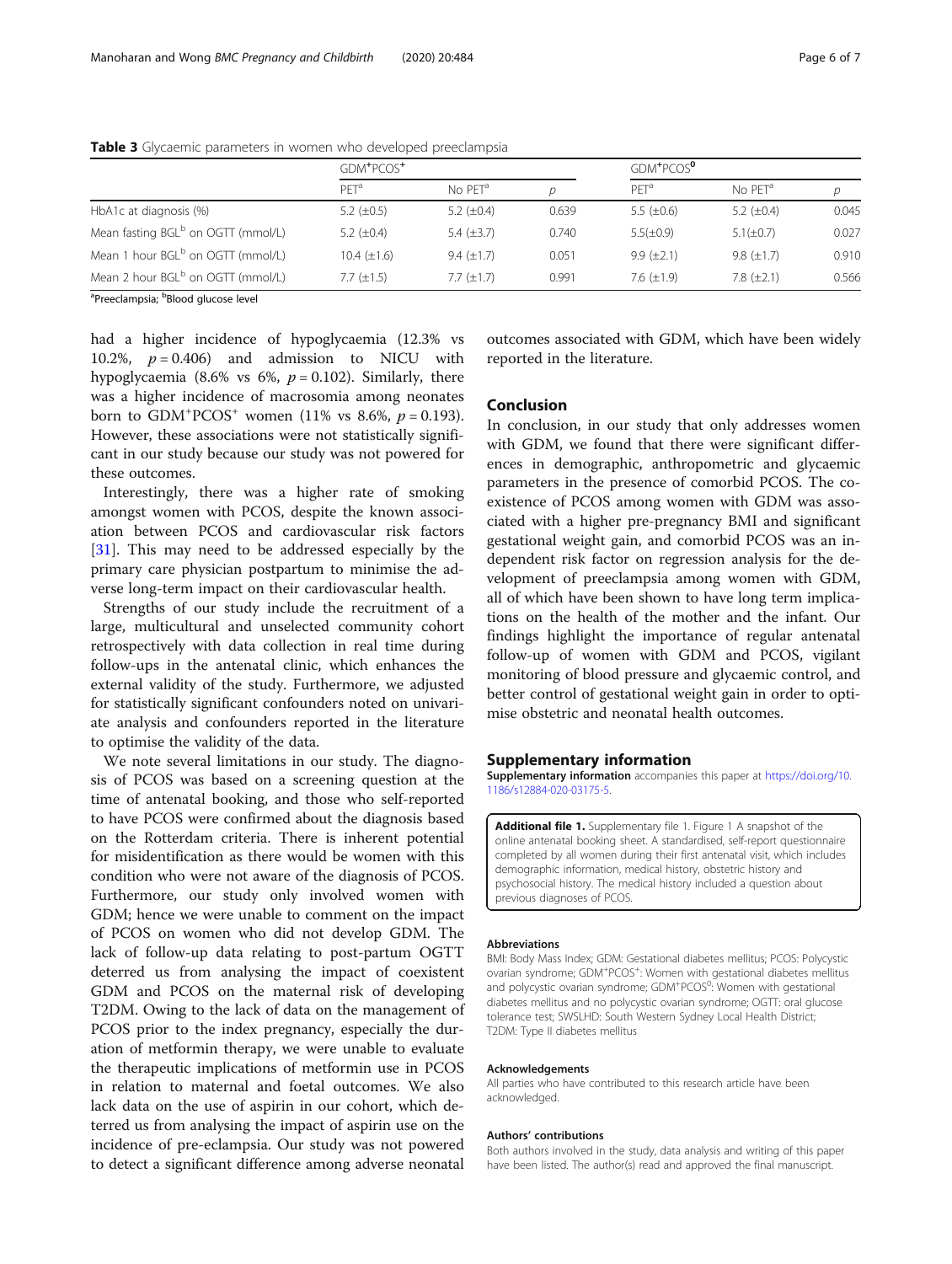**Table 3** Glycaemic parameters in women who developed preeclampsia

| | $GDM^+PCOS^+$ | | | $GDM^+PCOS^0$ | | |
|---|---|---|---|---|---|---|
| | PET[a] | No PET[a] | p | PET[a] | No PET[a] | p |
| HbA1c at diagnosis (%) | 5.2 (±0.5) | 5.2 (±0.4) | 0.639 | 5.5 (±0.6) | 5.2 (±0.4) | 0.045 |
| Mean fasting BGL[b] on OGTT (mmol/L) | 5.2 (±0.4) | 5.4 (±3.7) | 0.740 | 5.5(±0.9) | 5.1(±0.7) | 0.027 |
| Mean 1 hour BGL[b] on OGTT (mmol/L) | 10.4 (±1.6) | 9.4 (±1.7) | 0.051 | 9.9 (±2.1) | 9.8 (±1.7) | 0.910 |
| Mean 2 hour BGL[b] on OGTT (mmol/L) | 7.7 (±1.5) | 7.7 (±1.7) | 0.991 | 7.6 (±1.9) | 7.8 (±2.1) | 0.566 |

[a]Preeclampsia; [b]Blood glucose level

had a higher incidence of hypoglycaemia (12.3% vs 10.2%, $p = 0.406$) and admission to NICU with hypoglycaemia (8.6% vs 6%, $p = 0.102$). Similarly, there was a higher incidence of macrosomia among neonates born to $GDM^+PCOS^+$ women (11% vs 8.6%, $p = 0.193$). However, these associations were not statistically significant in our study because our study was not powered for these outcomes.

Interestingly, there was a higher rate of smoking amongst women with PCOS, despite the known association between PCOS and cardiovascular risk factors [31]. This may need to be addressed especially by the primary care physician postpartum to minimise the adverse long-term impact on their cardiovascular health.

Strengths of our study include the recruitment of a large, multicultural and unselected community cohort retrospectively with data collection in real time during follow-ups in the antenatal clinic, which enhances the external validity of the study. Furthermore, we adjusted for statistically significant confounders noted on univariate analysis and confounders reported in the literature to optimise the validity of the data.

We note several limitations in our study. The diagnosis of PCOS was based on a screening question at the time of antenatal booking, and those who self-reported to have PCOS were confirmed about the diagnosis based on the Rotterdam criteria. There is inherent potential for misidentification as there would be women with this condition who were not aware of the diagnosis of PCOS. Furthermore, our study only involved women with GDM; hence we were unable to comment on the impact of PCOS on women who did not develop GDM. The lack of follow-up data relating to post-partum OGTT deterred us from analysing the impact of coexistent GDM and PCOS on the maternal risk of developing T2DM. Owing to the lack of data on the management of PCOS prior to the index pregnancy, especially the duration of metformin therapy, we were unable to evaluate the therapeutic implications of metformin use in PCOS in relation to maternal and foetal outcomes. We also lack data on the use of aspirin in our cohort, which deterred us from analysing the impact of aspirin use on the incidence of pre-eclampsia. Our study was not powered to detect a significant difference among adverse neonatal outcomes associated with GDM, which have been widely reported in the literature.

## Conclusion

In conclusion, in our study that only addresses women with GDM, we found that there were significant differences in demographic, anthropometric and glycaemic parameters in the presence of comorbid PCOS. The coexistence of PCOS among women with GDM was associated with a higher pre-pregnancy BMI and significant gestational weight gain, and comorbid PCOS was an independent risk factor on regression analysis for the development of preeclampsia among women with GDM, all of which have been shown to have long term implications on the health of the mother and the infant. Our findings highlight the importance of regular antenatal follow-up of women with GDM and PCOS, vigilant monitoring of blood pressure and glycaemic control, and better control of gestational weight gain in order to optimise obstetric and neonatal health outcomes.

## Supplementary information

**Supplementary information** accompanies this paper at https://doi.org/10.1186/s12884-020-03175-5.

**Additional file 1.** Supplementary file 1. Figure 1 A snapshot of the online antenatal booking sheet. A standardised, self-report questionnaire completed by all women during their first antenatal visit, which includes demographic information, medical history, obstetric history and psychosocial history. The medical history included a question about previous diagnoses of PCOS.

#### Abbreviations

BMI: Body Mass Index; GDM: Gestational diabetes mellitus; PCOS: Polycystic ovarian syndrome; $GDM^+PCOS^+$: Women with gestational diabetes mellitus and polycystic ovarian syndrome; $GDM^+PCOS^0$: Women with gestational diabetes mellitus and no polycystic ovarian syndrome; OGTT: oral glucose tolerance test; SWSLHD: South Western Sydney Local Health District; T2DM: Type II diabetes mellitus

#### Acknowledgements

All parties who have contributed to this research article have been acknowledged.

#### Authors' contributions

Both authors involved in the study, data analysis and writing of this paper have been listed. The author(s) read and approved the final manuscript.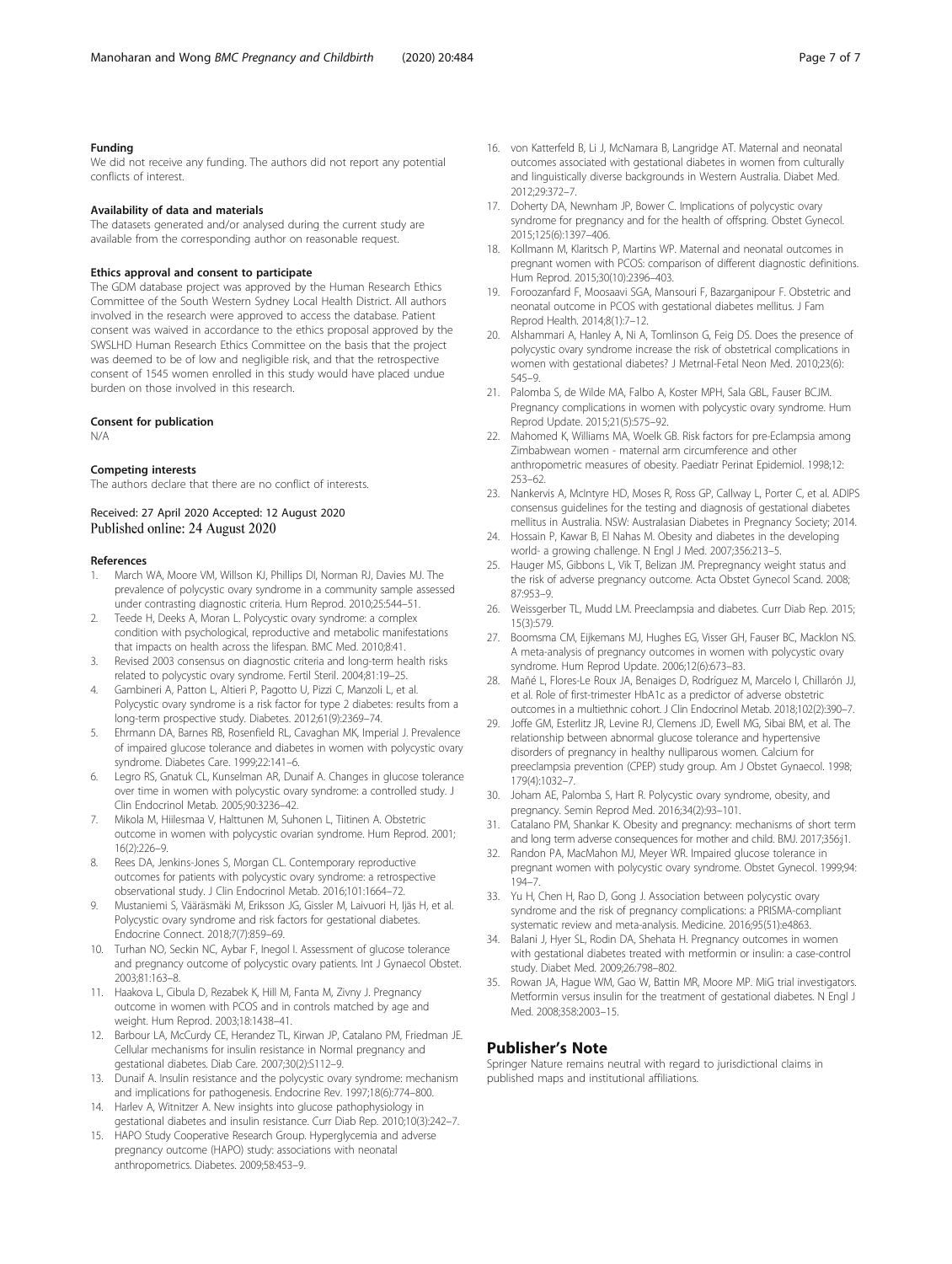#### Funding

We did not receive any funding. The authors did not report any potential conflicts of interest.

#### Availability of data and materials

The datasets generated and/or analysed during the current study are available from the corresponding author on reasonable request.

#### Ethics approval and consent to participate

The GDM database project was approved by the Human Research Ethics Committee of the South Western Sydney Local Health District. All authors involved in the research were approved to access the database. Patient consent was waived in accordance to the ethics proposal approved by the SWSLHD Human Research Ethics Committee on the basis that the project was deemed to be of low and negligible risk, and that the retrospective consent of 1545 women enrolled in this study would have placed undue burden on those involved in this research.

#### Consent for publication

N/A

#### Competing interests

The authors declare that there are no conflict of interests.

Received: 27 April 2020 Accepted: 12 August 2020
Published online: 24 August 2020

#### References

1. March WA, Moore VM, Willson KJ, Phillips DI, Norman RJ, Davies MJ. The prevalence of polycystic ovary syndrome in a community sample assessed under contrasting diagnostic criteria. Hum Reprod. 2010;25:544–51.
2. Teede H, Deeks A, Moran L. Polycystic ovary syndrome: a complex condition with psychological, reproductive and metabolic manifestations that impacts on health across the lifespan. BMC Med. 2010;8:41.
3. Revised 2003 consensus on diagnostic criteria and long-term health risks related to polycystic ovary syndrome. Fertil Steril. 2004;81:19–25.
4. Gambineri A, Patton L, Altieri P, Pagotto U, Pizzi C, Manzoli L, et al. Polycystic ovary syndrome is a risk factor for type 2 diabetes: results from a long-term prospective study. Diabetes. 2012;61(9):2369–74.
5. Ehrmann DA, Barnes RB, Rosenfield RL, Cavaghan MK, Imperial J. Prevalence of impaired glucose tolerance and diabetes in women with polycystic ovary syndrome. Diabetes Care. 1999;22:141–6.
6. Legro RS, Gnatuk CL, Kunselman AR, Dunaif A. Changes in glucose tolerance over time in women with polycystic ovary syndrome: a controlled study. J Clin Endocrinol Metab. 2005;90:3236–42.
7. Mikola M, Hiilesmaa V, Halttunen M, Suhonen L, Tiitinen A. Obstetric outcome in women with polycystic ovarian syndrome. Hum Reprod. 2001; 16(2):226–9.
8. Rees DA, Jenkins-Jones S, Morgan CL. Contemporary reproductive outcomes for patients with polycystic ovary syndrome: a retrospective observational study. J Clin Endocrinol Metab. 2016;101:1664–72.
9. Mustaniemi S, Vääräsmäki M, Eriksson JG, Gissler M, Laivuori H, Ijäs H, et al. Polycystic ovary syndrome and risk factors for gestational diabetes. Endocrine Connect. 2018;7(7):859–69.
10. Turhan NO, Seckin NC, Aybar F, Inegol I. Assessment of glucose tolerance and pregnancy outcome of polycystic ovary patients. Int J Gynaecol Obstet. 2003;81:163–8.
11. Haakova L, Cibula D, Rezabek K, Hill M, Fanta M, Zivny J. Pregnancy outcome in women with PCOS and in controls matched by age and weight. Hum Reprod. 2003;18:1438–41.
12. Barbour LA, McCurdy CE, Herandez TL, Kirwan JP, Catalano PM, Friedman JE. Cellular mechanisms for insulin resistance in Normal pregnancy and gestational diabetes. Diab Care. 2007;30(2):S112–9.
13. Dunaif A. Insulin resistance and the polycystic ovary syndrome: mechanism and implications for pathogenesis. Endocrine Rev. 1997;18(6):774–800.
14. Harlev A, Witnitzer A. New insights into glucose pathophysiology in gestational diabetes and insulin resistance. Curr Diab Rep. 2010;10(3):242–7.
15. HAPO Study Cooperative Research Group. Hyperglycemia and adverse pregnancy outcome (HAPO) study: associations with neonatal anthropometrics. Diabetes. 2009;58:453–9.
16. von Katterfeld B, Li J, McNamara B, Langridge AT. Maternal and neonatal outcomes associated with gestational diabetes in women from culturally and linguistically diverse backgrounds in Western Australia. Diabet Med. 2012;29:372–7.
17. Doherty DA, Newnham JP, Bower C. Implications of polycystic ovary syndrome for pregnancy and for the health of offspring. Obstet Gynecol. 2015;125(6):1397–406.
18. Kollmann M, Klaritsch P, Martins WP. Maternal and neonatal outcomes in pregnant women with PCOS: comparison of different diagnostic definitions. Hum Reprod. 2015;30(10):2396–403.
19. Foroozanfard F, Moosaavi SGA, Mansouri F, Bazarganipour F. Obstetric and neonatal outcome in PCOS with gestational diabetes mellitus. J Fam Reprod Health. 2014;8(1):7–12.
20. Alshammari A, Hanley A, Ni A, Tomlinson G, Feig DS. Does the presence of polycystic ovary syndrome increase the risk of obstetrical complications in women with gestational diabetes? J Metrnal-Fetal Neon Med. 2010;23(6): 545–9.
21. Palomba S, de Wilde MA, Falbo A, Koster MPH, Sala GBL, Fauser BCJM. Pregnancy complications in women with polycystic ovary syndrome. Hum Reprod Update. 2015;21(5):575–92.
22. Mahomed K, Williams MA, Woelk GB. Risk factors for pre-Eclampsia among Zimbabwean women - maternal arm circumference and other anthropometric measures of obesity. Paediatr Perinat Epidemiol. 1998;12: 253–62.
23. Nankervis A, McIntyre HD, Moses R, Ross GP, Callway L, Porter C, et al. ADIPS consensus guidelines for the testing and diagnosis of gestational diabetes mellitus in Australia. NSW: Australasian Diabetes in Pregnancy Society; 2014.
24. Hossain P, Kawar B, El Nahas M. Obesity and diabetes in the developing world- a growing challenge. N Engl J Med. 2007;356:213–5.
25. Hauger MS, Gibbons L, Vik T, Belizan JM. Prepregnancy weight status and the risk of adverse pregnancy outcome. Acta Obstet Gynecol Scand. 2008; 87:953–9.
26. Weissgerber TL, Mudd LM. Preeclampsia and diabetes. Curr Diab Rep. 2015; 15(3):579.
27. Boomsma CM, Eijkemans MJ, Hughes EG, Visser GH, Fauser BC, Macklon NS. A meta-analysis of pregnancy outcomes in women with polycystic ovary syndrome. Hum Reprod Update. 2006;12(6):673–83.
28. Mañé L, Flores-Le Roux JA, Benaiges D, Rodríguez M, Marcelo I, Chillarón JJ, et al. Role of first-trimester HbA1c as a predictor of adverse obstetric outcomes in a multiethnic cohort. J Clin Endocrinol Metab. 2018;102(2):390–7.
29. Joffe GM, Esterlitz JR, Levine RJ, Clemens JD, Ewell MG, Sibai BM, et al. The relationship between abnormal glucose tolerance and hypertensive disorders of pregnancy in healthy nulliparous women. Calcium for preeclampsia prevention (CPEP) study group. Am J Obstet Gynaecol. 1998; 179(4):1032–7.
30. Joham AE, Palomba S, Hart R. Polycystic ovary syndrome, obesity, and pregnancy. Semin Reprod Med. 2016;34(2):93–101.
31. Catalano PM, Shankar K. Obesity and pregnancy: mechanisms of short term and long term adverse consequences for mother and child. BMJ. 2017;356:j1.
32. Randon PA, MacMahon MJ, Meyer WR. Impaired glucose tolerance in pregnant women with polycystic ovary syndrome. Obstet Gynecol. 1999;94: 194–7.
33. Yu H, Chen H, Rao D, Gong J. Association between polycystic ovary syndrome and the risk of pregnancy complications: a PRISMA-compliant systematic review and meta-analysis. Medicine. 2016;95(51):e4863.
34. Balani J, Hyer SL, Rodin DA, Shehata H. Pregnancy outcomes in women with gestational diabetes treated with metformin or insulin: a case-control study. Diabet Med. 2009;26:798–802.
35. Rowan JA, Hague WM, Gao W, Battin MR, Moore MP. MiG trial investigators. Metformin versus insulin for the treatment of gestational diabetes. N Engl J Med. 2008;358:2003–15.

## Publisher's Note

Springer Nature remains neutral with regard to jurisdictional claims in published maps and institutional affiliations.